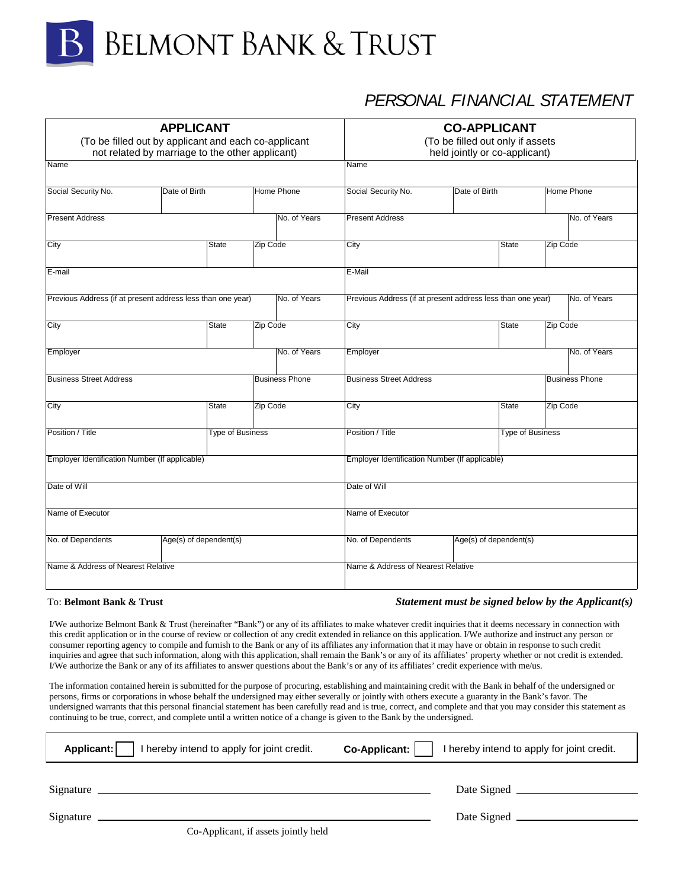# BELMONT BANK & TRUST

## *PERSONAL FINANCIAL STATEMENT*

| **APPLICANT** (To be filled out by applicant and each co-applicant not related by marriage to the other applicant) | | | | **CO-APPLICANT** (To be filled out only if assets held jointly or co-applicant) | | | |
|---|---|---|---|---|---|---|---|
| Name | | | | Name | | | |
| Social Security No. | Date of Birth | | Home Phone | Social Security No. | Date of Birth | | Home Phone |
| Present Address | | | No. of Years | Present Address | | | No. of Years |
| City | State | Zip Code | | City | State | Zip Code | |
| E-mail | | | | E-Mail | | | |
| Previous Address (if at present address less than one year) | | | No. of Years | Previous Address (if at present address less than one year) | | | No. of Years |
| City | State | Zip Code | | City | State | Zip Code | |
| Employer | | | No. of Years | Employer | | | No. of Years |
| Business Street Address | | Business Phone | | Business Street Address | | Business Phone | |
| City | State | Zip Code | | City | State | Zip Code | |
| Position / Title | Type of Business | | | Position / Title | Type of Business | | |
| Employer Identification Number (If applicable) | | | | Employer Identification Number (If applicable) | | | |
| Date of Will | | | | Date of Will | | | |
| Name of Executor | | | | Name of Executor | | | |
| No. of Dependents | Age(s) of dependent(s) | | | No. of Dependents | Age(s) of dependent(s) | | |
| Name & Address of Nearest Relative | | | | Name & Address of Nearest Relative | | | |

To: **Belmont Bank & Trust**

***Statement must be signed below by the Applicant(s)***

I/We authorize Belmont Bank & Trust (hereinafter "Bank") or any of its affiliates to make whatever credit inquiries that it deems necessary in connection with this credit application or in the course of review or collection of any credit extended in reliance on this application. I/We authorize and instruct any person or consumer reporting agency to compile and furnish to the Bank or any of its affiliates any information that it may have or obtain in response to such credit inquiries and agree that such information, along with this application, shall remain the Bank's or any of its affiliates' property whether or not credit is extended. I/We authorize the Bank or any of its affiliates to answer questions about the Bank's or any of its affiliates' credit experience with me/us.

The information contained herein is submitted for the purpose of procuring, establishing and maintaining credit with the Bank in behalf of the undersigned or persons, firms or corporations in whose behalf the undersigned may either severally or jointly with others execute a guaranty in the Bank's favor. The undersigned warrants that this personal financial statement has been carefully read and is true, correct, and complete and that you may consider this statement as continuing to be true, correct, and complete until a written notice of a change is given to the Bank by the undersigned.

**Applicant:** ☐ I hereby intend to apply for joint credit. **Co-Applicant:** ☐ I hereby intend to apply for joint credit.

Signature ______________________________ Date Signed ______________

Signature ______________________________ Date Signed ______________

Co-Applicant, if assets jointly held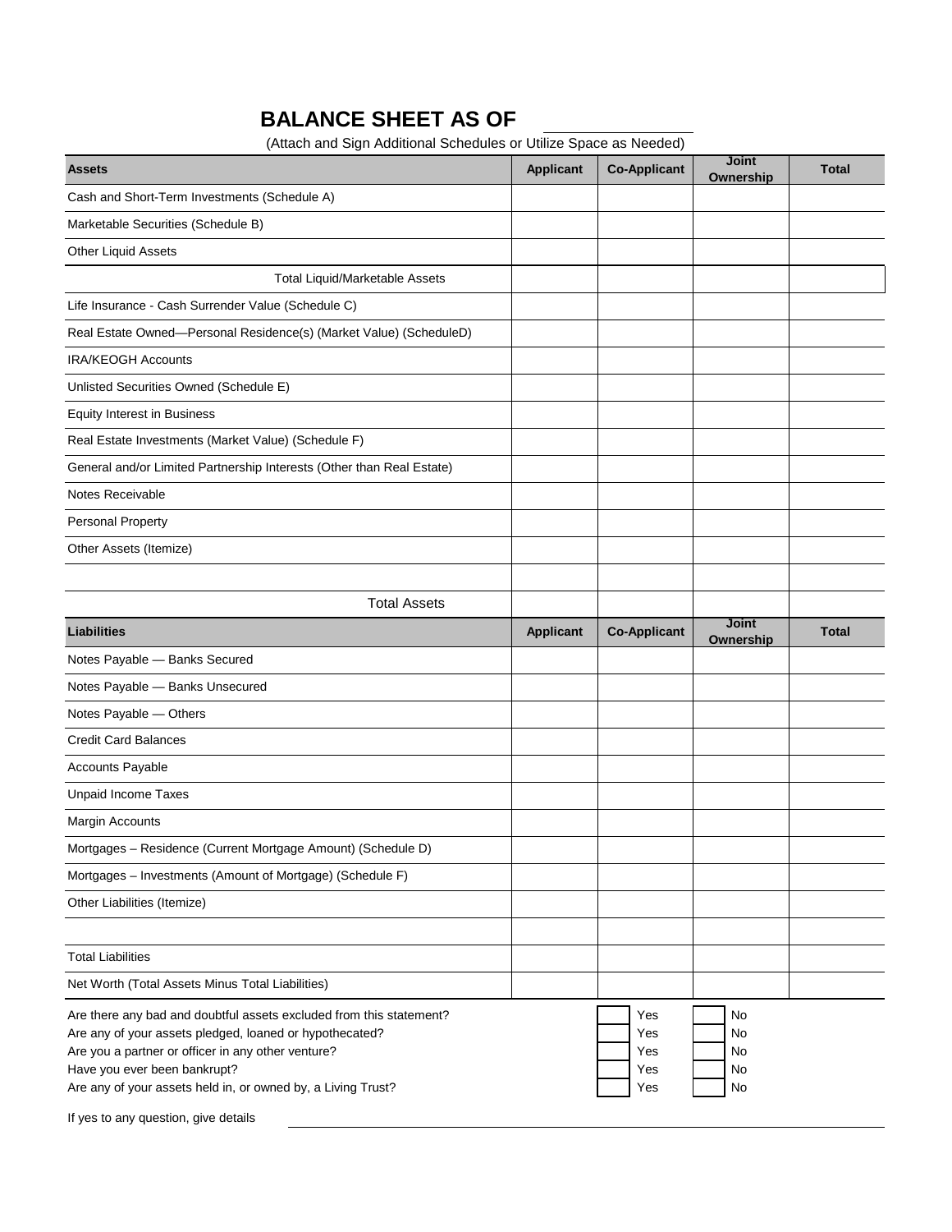# BALANCE SHEET AS OF \_\_\_\_\_\_\_\_\_\_\_\_\_\_

(Attach and Sign Additional Schedules or Utilize Space as Needed)

| Assets | Applicant | Co-Applicant | Joint Ownership | Total |
|---|---|---|---|---|
| Cash and Short-Term Investments (Schedule A) | | | | |
| Marketable Securities (Schedule B) | | | | |
| Other Liquid Assets | | | | |
| Total Liquid/Marketable Assets | | | | |
| Life Insurance - Cash Surrender Value (Schedule C) | | | | |
| Real Estate Owned—Personal Residence(s) (Market Value) (ScheduleD) | | | | |
| IRA/KEOGH Accounts | | | | |
| Unlisted Securities Owned (Schedule E) | | | | |
| Equity Interest in Business | | | | |
| Real Estate Investments (Market Value) (Schedule F) | | | | |
| General and/or Limited Partnership Interests (Other than Real Estate) | | | | |
| Notes Receivable | | | | |
| Personal Property | | | | |
| Other Assets (Itemize) | | | | |
| | | | | |
| Total Assets | | | | |

| Liabilities | Applicant | Co-Applicant | Joint Ownership | Total |
|---|---|---|---|---|
| Notes Payable — Banks Secured | | | | |
| Notes Payable — Banks Unsecured | | | | |
| Notes Payable — Others | | | | |
| Credit Card Balances | | | | |
| Accounts Payable | | | | |
| Unpaid Income Taxes | | | | |
| Margin Accounts | | | | |
| Mortgages – Residence (Current Mortgage Amount) (Schedule D) | | | | |
| Mortgages – Investments (Amount of Mortgage) (Schedule F) | | | | |
| Other Liabilities (Itemize) | | | | |
| | | | | |
| Total Liabilities | | | | |
| Net Worth (Total Assets Minus Total Liabilities) | | | | |

| | | |
|---|---|---|
| Are there any bad and doubtful assets excluded from this statement? | ☐ Yes | ☐ No |
| Are any of your assets pledged, loaned or hypothecated? | ☐ Yes | ☐ No |
| Are you a partner or officer in any other venture? | ☐ Yes | ☐ No |
| Have you ever been bankrupt? | ☐ Yes | ☐ No |
| Are any of your assets held in, or owned by, a Living Trust? | ☐ Yes | ☐ No |

If yes to any question, give details \_\_\_\_\_\_\_\_\_\_\_\_\_\_\_\_\_\_\_\_\_\_\_\_\_\_\_\_\_\_\_\_\_\_\_\_\_\_\_\_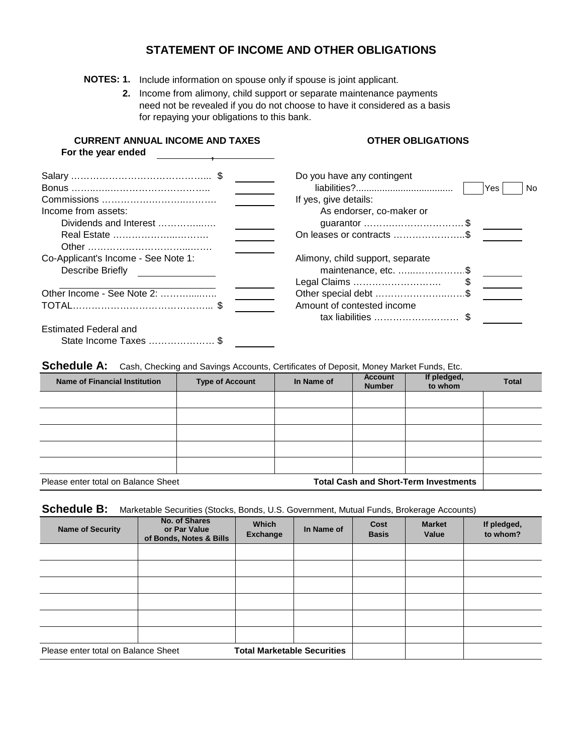# STATEMENT OF INCOME AND OTHER OBLIGATIONS

**NOTES: 1.** Include information on spouse only if spouse is joint applicant.

**2.** Income from alimony, child support or separate maintenance payments need not be revealed if you do not choose to have it considered as a basis for repaying your obligations to this bank.

## CURRENT ANNUAL INCOME AND TAXES

**For the year ended** ____________, ____________

| | |
|---|---|
| Salary ……………………………………... $ | |
| Bonus …….………………………………….. | |
| Commissions ……………….……….………. | |
| Income from assets: | |
| Dividends and Interest ……………...…. | |
| Real Estate ……………….....……….. | |
| Other …………………………......……. | |
| Co-Applicant's Income - See Note 1: Describe Briefly ____________ | |
| Other Income - See Note 2: ………....….. | |
| TOTAL……………………………………... $ | |
| Estimated Federal and State Income Taxes ………………… $ | |

## OTHER OBLIGATIONS

Do you have any contingent liabilities?.................................... ☐ Yes ☐ No

If yes, give details:

| | |
|---|---|
| As endorser, co-maker or guarantor ………….……………….$ | |
| On leases or contracts …………………..$ | |
| Alimony, child support, separate maintenance, etc. …..…………….$ | |
| Legal Claims ………………………. $ | |
| Other special debt ……………………..….$ | |
| Amount of contested income tax liabilities ………………………. $ | |

**Schedule A:** Cash, Checking and Savings Accounts, Certificates of Deposit, Money Market Funds, Etc.

| Name of Financial Institution | Type of Account | In Name of | Account Number | If pledged, to whom | Total |
|---|---|---|---|---|---|
| | | | | | |
| | | | | | |
| | | | | | |
| | | | | | |
| | | | | | |
| Please enter total on Balance Sheet | | | **Total Cash and Short-Term Investments** | | |

**Schedule B:** Marketable Securities (Stocks, Bonds, U.S. Government, Mutual Funds, Brokerage Accounts)

| Name of Security | No. of Shares or Par Value of Bonds, Notes & Bills | Which Exchange | In Name of | Cost Basis | Market Value | If pledged, to whom? |
|---|---|---|---|---|---|---|
| | | | | | | |
| | | | | | | |
| | | | | | | |
| | | | | | | |
| | | | | | | |
| | | | | | | |
| Please enter total on Balance Sheet | | **Total Marketable Securities** | | | | |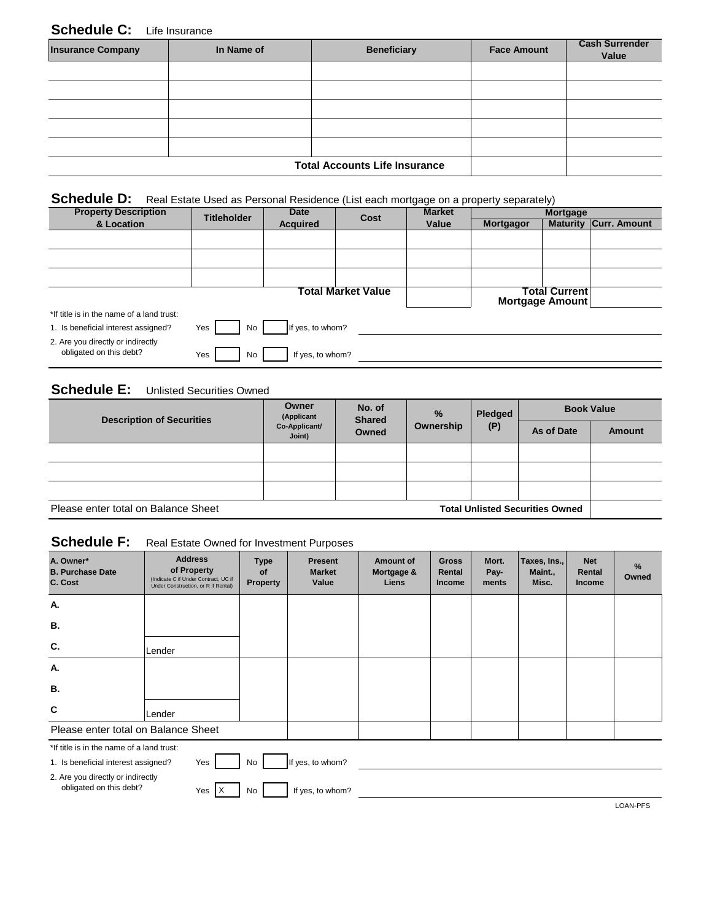## Schedule C: Life Insurance

| Insurance Company | In Name of | Beneficiary | Face Amount | Cash Surrender Value |
|---|---|---|---|---|
| | | | | |
| | | | | |
| | | | | |
| | | | | |
| | | | | |
| | | Total Accounts Life Insurance | | |

## Schedule D: Real Estate Used as Personal Residence (List each mortgage on a property separately)

| Property Description & Location | Titleholder | Date Acquired | Cost | Market Value | Mortgage | | |
|---|---|---|---|---|---|---|---|
| | | | | | Mortgagor | Maturity | Curr. Amount |
| | | | | | | | |
| | | | | | | | |
| | | | | | | | |
| | | | Total Market Value | | | Total Current Mortgage Amount | |

*If title is in the name of a land trust:

1. Is beneficial interest assigned? Yes [ ] No [ ] If yes, to whom? ____________________
2. Are you directly or indirectly obligated on this debt? Yes [ ] No [ ] If yes, to whom? ____________________

## Schedule E: Unlisted Securities Owned

| Description of Securities | Owner (Applicant Co-Applicant/ Joint) | No. of Shared Owned | % Ownership | Pledged (P) | Book Value | |
|---|---|---|---|---|---|---|
| | | | | | As of Date | Amount |
| | | | | | | |
| | | | | | | |
| | | | | | | |
| Please enter total on Balance Sheet | | | | | Total Unlisted Securities Owned | |

## Schedule F: Real Estate Owned for Investment Purposes

| A. Owner* B. Purchase Date C. Cost | Address of Property (Indicate C if Under Contract, UC if Under Construction, or R if Rental) | Type of Property | Present Market Value | Amount of Mortgage & Liens | Gross Rental Income | Mort. Pay-ments | Taxes, Ins., Maint., Misc. | Net Rental Income | % Owned |
|---|---|---|---|---|---|---|---|---|---|
| A. | | | | | | | | | |
| B. | | | | | | | | | |
| C. | Lender | | | | | | | | |
| A. | | | | | | | | | |
| B. | | | | | | | | | |
| C | Lender | | | | | | | | |
| Please enter total on Balance Sheet | | | | | | | | | |

*If title is in the name of a land trust:

1. Is beneficial interest assigned? Yes [ ] No [ ] If yes, to whom? ____________________
2. Are you directly or indirectly obligated on this debt? Yes [X] No [ ] If yes, to whom? ____________________

LOAN-PFS